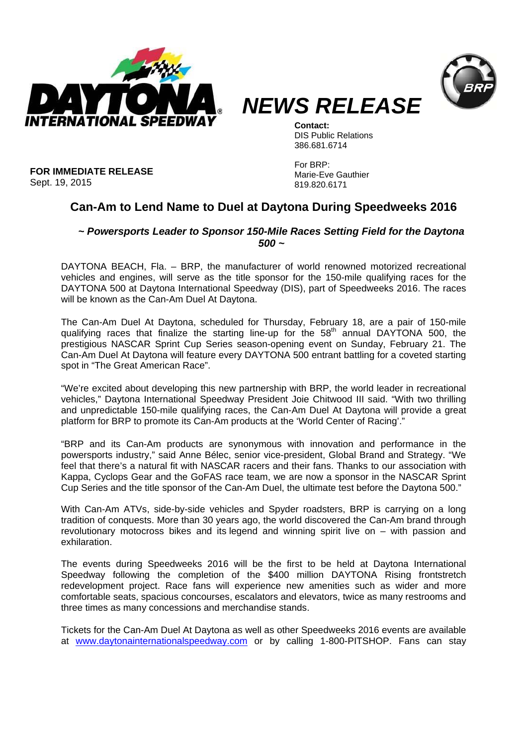DAYTONA INTERNATIONAL SPEEDWAY

# NEWS RELEASE

**Contact:**
DIS Public Relations
386.681.6714

For BRP:
Marie-Eve Gauthier
819.820.6171

**FOR IMMEDIATE RELEASE**
Sept. 19, 2015

## Can-Am to Lend Name to Duel at Daytona During Speedweeks 2016

### *~ Powersports Leader to Sponsor 150-Mile Races Setting Field for the Daytona 500 ~*

DAYTONA BEACH, Fla. – BRP, the manufacturer of world renowned motorized recreational vehicles and engines, will serve as the title sponsor for the 150-mile qualifying races for the DAYTONA 500 at Daytona International Speedway (DIS), part of Speedweeks 2016. The races will be known as the Can-Am Duel At Daytona.

The Can-Am Duel At Daytona, scheduled for Thursday, February 18, are a pair of 150-mile qualifying races that finalize the starting line-up for the 58th annual DAYTONA 500, the prestigious NASCAR Sprint Cup Series season-opening event on Sunday, February 21. The Can-Am Duel At Daytona will feature every DAYTONA 500 entrant battling for a coveted starting spot in "The Great American Race".

"We're excited about developing this new partnership with BRP, the world leader in recreational vehicles," Daytona International Speedway President Joie Chitwood III said. "With two thrilling and unpredictable 150-mile qualifying races, the Can-Am Duel At Daytona will provide a great platform for BRP to promote its Can-Am products at the 'World Center of Racing'."

"BRP and its Can-Am products are synonymous with innovation and performance in the powersports industry," said Anne Bélec, senior vice-president, Global Brand and Strategy. "We feel that there's a natural fit with NASCAR racers and their fans. Thanks to our association with Kappa, Cyclops Gear and the GoFAS race team, we are now a sponsor in the NASCAR Sprint Cup Series and the title sponsor of the Can-Am Duel, the ultimate test before the Daytona 500."

With Can-Am ATVs, side-by-side vehicles and Spyder roadsters, BRP is carrying on a long tradition of conquests. More than 30 years ago, the world discovered the Can-Am brand through revolutionary motocross bikes and its legend and winning spirit live on – with passion and exhilaration.

The events during Speedweeks 2016 will be the first to be held at Daytona International Speedway following the completion of the $400 million DAYTONA Rising frontstretch redevelopment project. Race fans will experience new amenities such as wider and more comfortable seats, spacious concourses, escalators and elevators, twice as many restrooms and three times as many concessions and merchandise stands.

Tickets for the Can-Am Duel At Daytona as well as other Speedweeks 2016 events are available at www.daytonainternationalspeedway.com or by calling 1-800-PITSHOP. Fans can stay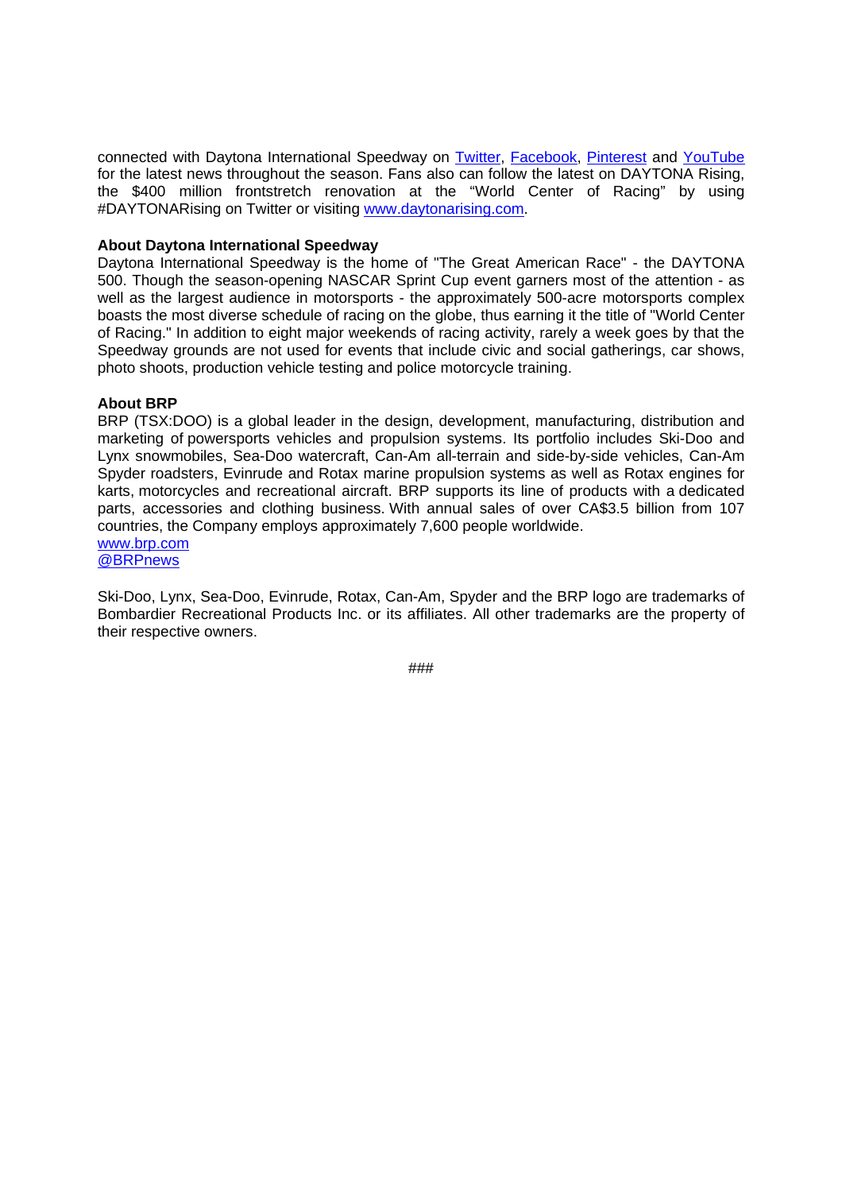connected with Daytona International Speedway on [Twitter](), [Facebook](), [Pinterest]() and [YouTube]() for the latest news throughout the season. Fans also can follow the latest on DAYTONA Rising, the $400 million frontstretch renovation at the “World Center of Racing” by using #DAYTONARising on Twitter or visiting [www.daytonarising.com]().

**About Daytona International Speedway**
Daytona International Speedway is the home of "The Great American Race" - the DAYTONA 500. Though the season-opening NASCAR Sprint Cup event garners most of the attention - as well as the largest audience in motorsports - the approximately 500-acre motorsports complex boasts the most diverse schedule of racing on the globe, thus earning it the title of "World Center of Racing." In addition to eight major weekends of racing activity, rarely a week goes by that the Speedway grounds are not used for events that include civic and social gatherings, car shows, photo shoots, production vehicle testing and police motorcycle training.

**About BRP**
BRP (TSX:DOO) is a global leader in the design, development, manufacturing, distribution and marketing of powersports vehicles and propulsion systems. Its portfolio includes Ski-Doo and Lynx snowmobiles, Sea-Doo watercraft, Can-Am all-terrain and side-by-side vehicles, Can-Am Spyder roadsters, Evinrude and Rotax marine propulsion systems as well as Rotax engines for karts, motorcycles and recreational aircraft. BRP supports its line of products with a dedicated parts, accessories and clothing business. With annual sales of over CA$3.5 billion from 107 countries, the Company employs approximately 7,600 people worldwide.
[www.brp.com]()
[@BRPnews]()

Ski-Doo, Lynx, Sea-Doo, Evinrude, Rotax, Can-Am, Spyder and the BRP logo are trademarks of Bombardier Recreational Products Inc. or its affiliates. All other trademarks are the property of their respective owners.

###